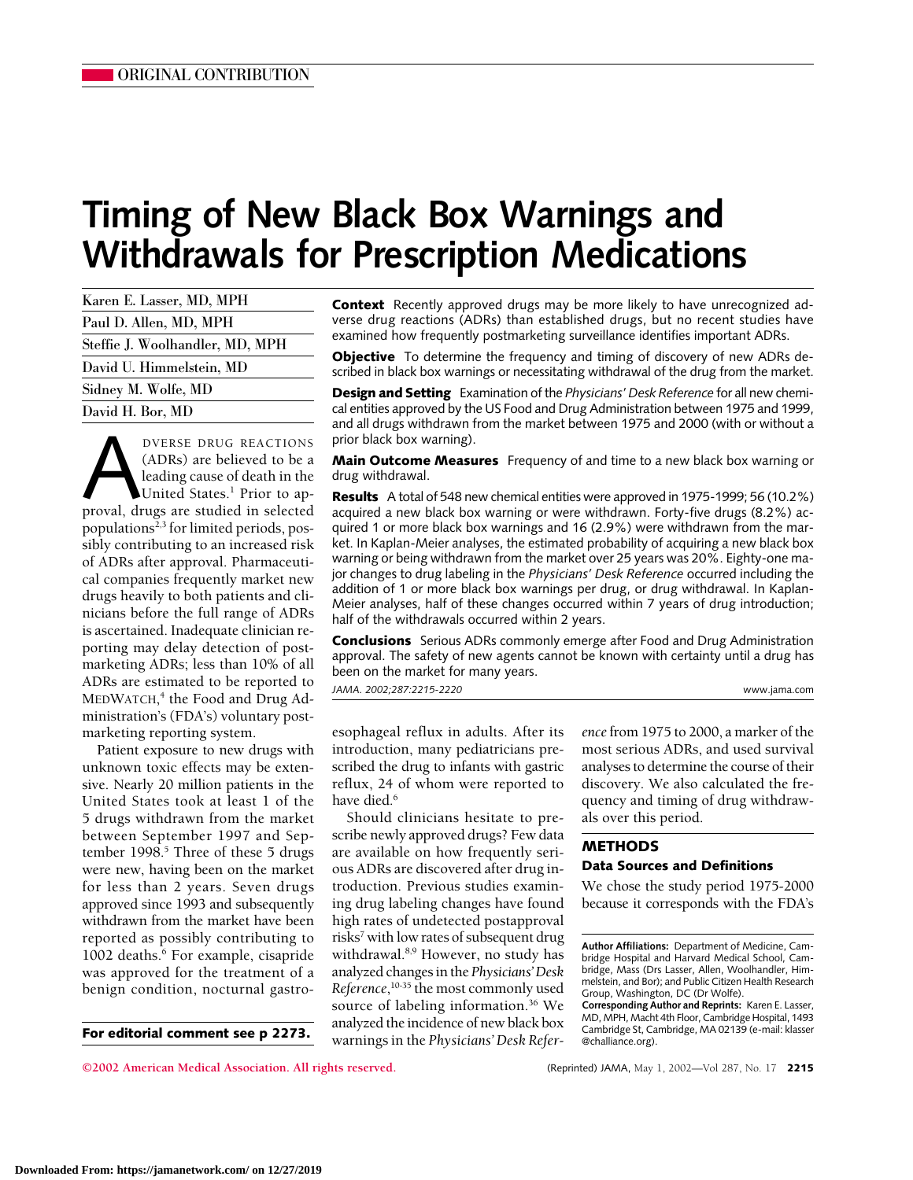ORIGINAL CONTRIBUTION

# Timing of New Black Box Warnings and Withdrawals for Prescription Medications

Karen E. Lasser, MD, MPH
Paul D. Allen, MD, MPH
Steffie J. Woolhandler, MD, MPH
David U. Himmelstein, MD
Sidney M. Wolfe, MD
David H. Bor, MD

**Context** Recently approved drugs may be more likely to have unrecognized adverse drug reactions (ADRs) than established drugs, but no recent studies have examined how frequently postmarketing surveillance identifies important ADRs.

**Objective** To determine the frequency and timing of discovery of new ADRs described in black box warnings or necessitating withdrawal of the drug from the market.

**Design and Setting** Examination of the *Physicians' Desk Reference* for all new chemical entities approved by the US Food and Drug Administration between 1975 and 1999, and all drugs withdrawn from the market between 1975 and 2000 (with or without a prior black box warning).

**Main Outcome Measures** Frequency of and time to a new black box warning or drug withdrawal.

**Results** A total of 548 new chemical entities were approved in 1975-1999; 56 (10.2%) acquired a new black box warning or were withdrawn. Forty-five drugs (8.2%) acquired 1 or more black box warnings and 16 (2.9%) were withdrawn from the market. In Kaplan-Meier analyses, the estimated probability of acquiring a new black box warning or being withdrawn from the market over 25 years was 20%. Eighty-one major changes to drug labeling in the *Physicians' Desk Reference* occurred including the addition of 1 or more black box warnings per drug, or drug withdrawal. In Kaplan-Meier analyses, half of these changes occurred within 7 years of drug introduction; half of the withdrawals occurred within 2 years.

**Conclusions** Serious ADRs commonly emerge after Food and Drug Administration approval. The safety of new agents cannot be known with certainty until a drug has been on the market for many years.

*JAMA. 2002;287:2215-2220* www.jama.com

ADVERSE DRUG REACTIONS (ADRs) are believed to be a leading cause of death in the United States.[1] Prior to approval, drugs are studied in selected populations[2,3] for limited periods, possibly contributing to an increased risk of ADRs after approval. Pharmaceutical companies frequently market new drugs heavily to both patients and clinicians before the full range of ADRs is ascertained. Inadequate clinician reporting may delay detection of postmarketing ADRs; less than 10% of all ADRs are estimated to be reported to MEDWATCH,[4] the Food and Drug Administration's (FDA's) voluntary postmarketing reporting system.

Patient exposure to new drugs with unknown toxic effects may be extensive. Nearly 20 million patients in the United States took at least 1 of the 5 drugs withdrawn from the market between September 1997 and September 1998.[5] Three of these 5 drugs were new, having been on the market for less than 2 years. Seven drugs approved since 1993 and subsequently withdrawn from the market have been reported as possibly contributing to 1002 deaths.[6] For example, cisapride was approved for the treatment of a benign condition, nocturnal gastroesophageal reflux in adults. After its introduction, many pediatricians prescribed the drug to infants with gastric reflux, 24 of whom were reported to have died.[6]

Should clinicians hesitate to prescribe newly approved drugs? Few data are available on how frequently serious ADRs are discovered after drug introduction. Previous studies examining drug labeling changes have found high rates of undetected postapproval risks[7] with low rates of subsequent drug withdrawal.[8,9] However, no study has analyzed changes in the *Physicians' Desk Reference*,[10-35] the most commonly used source of labeling information.[36] We analyzed the incidence of new black box warnings in the *Physicians' Desk Reference* from 1975 to 2000, a marker of the most serious ADRs, and used survival analyses to determine the course of their discovery. We also calculated the frequency and timing of drug withdrawals over this period.

**For editorial comment see p 2273.**

## METHODS

### Data Sources and Definitions

We chose the study period 1975-2000 because it corresponds with the FDA's

**Author Affiliations:** Department of Medicine, Cambridge Hospital and Harvard Medical School, Cambridge, Mass (Drs Lasser, Allen, Woolhandler, Himmelstein, and Bor); and Public Citizen Health Research Group, Washington, DC (Dr Wolfe).

**Corresponding Author and Reprints:** Karen E. Lasser, MD, MPH, Macht 4th Floor, Cambridge Hospital, 1493 Cambridge St, Cambridge, MA 02139 (e-mail: klasser@challiance.org).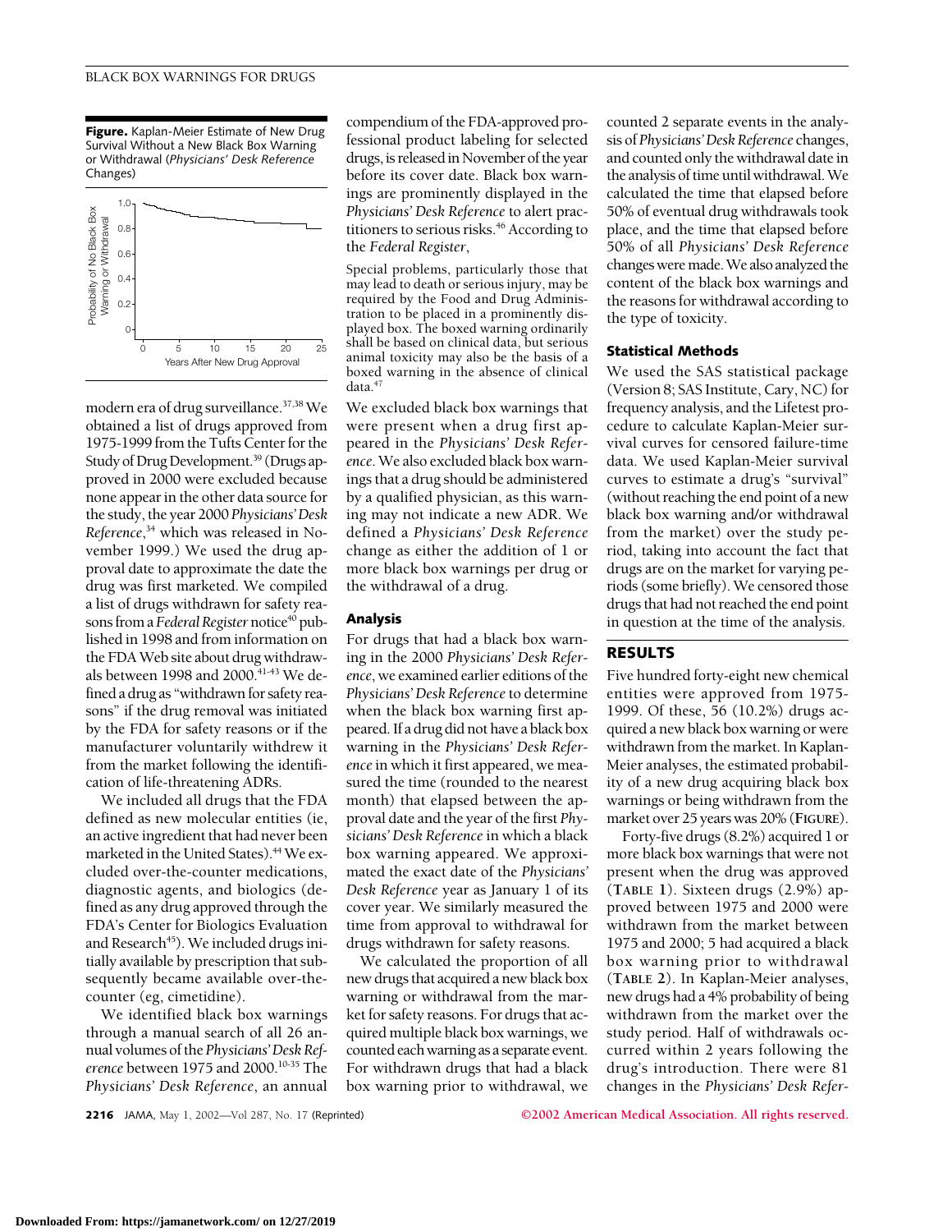**Figure.** Kaplan-Meier Estimate of New Drug Survival Without a New Black Box Warning or Withdrawal (*Physicians' Desk Reference* Changes)

modern era of drug surveillance.[37,38] We obtained a list of drugs approved from 1975-1999 from the Tufts Center for the Study of Drug Development.[39] (Drugs approved in 2000 were excluded because none appear in the other data source for the study, the year 2000 *Physicians' Desk Reference*,[34] which was released in November 1999.) We used the drug approval date to approximate the date the drug was first marketed. We compiled a list of drugs withdrawn for safety reasons from a *Federal Register* notice[40] published in 1998 and from information on the FDA Web site about drug withdrawals between 1998 and 2000.[41-43] We defined a drug as "withdrawn for safety reasons" if the drug removal was initiated by the FDA for safety reasons or if the manufacturer voluntarily withdrew it from the market following the identification of life-threatening ADRs.

We included all drugs that the FDA defined as new molecular entities (ie, an active ingredient that had never been marketed in the United States).[44] We excluded over-the-counter medications, diagnostic agents, and biologics (defined as any drug approved through the FDA's Center for Biologics Evaluation and Research[45]). We included drugs initially available by prescription that subsequently became available over-the-counter (eg, cimetidine).

We identified black box warnings through a manual search of all 26 annual volumes of the *Physicians' Desk Reference* between 1975 and 2000.[10-35] The *Physicians' Desk Reference*, an annual compendium of the FDA-approved professional product labeling for selected drugs, is released in November of the year before its cover date. Black box warnings are prominently displayed in the *Physicians' Desk Reference* to alert practitioners to serious risks.[46] According to the *Federal Register*,

> Special problems, particularly those that may lead to death or serious injury, may be required by the Food and Drug Administration to be placed in a prominently displayed box. The boxed warning ordinarily shall be based on clinical data, but serious animal toxicity may also be the basis of a boxed warning in the absence of clinical data.[47]

We excluded black box warnings that were present when a drug first appeared in the *Physicians' Desk Reference*. We also excluded black box warnings that a drug should be administered by a qualified physician, as this warning may not indicate a new ADR. We defined a *Physicians' Desk Reference* change as either the addition of 1 or more black box warnings per drug or the withdrawal of a drug.

### Analysis

For drugs that had a black box warning in the 2000 *Physicians' Desk Reference*, we examined earlier editions of the *Physicians' Desk Reference* to determine when the black box warning first appeared. If a drug did not have a black box warning in the *Physicians' Desk Reference* in which it first appeared, we measured the time (rounded to the nearest month) that elapsed between the approval date and the year of the first *Physicians' Desk Reference* in which a black box warning appeared. We approximated the exact date of the *Physicians' Desk Reference* year as January 1 of its cover year. We similarly measured the time from approval to withdrawal for drugs withdrawn for safety reasons.

We calculated the proportion of all new drugs that acquired a new black box warning or withdrawal from the market for safety reasons. For drugs that acquired multiple black box warnings, we counted each warning as a separate event. For withdrawn drugs that had a black box warning prior to withdrawal, we counted 2 separate events in the analysis of *Physicians' Desk Reference* changes, and counted only the withdrawal date in the analysis of time until withdrawal. We calculated the time that elapsed before 50% of eventual drug withdrawals took place, and the time that elapsed before 50% of all *Physicians' Desk Reference* changes were made. We also analyzed the content of the black box warnings and the reasons for withdrawal according to the type of toxicity.

### Statistical Methods

We used the SAS statistical package (Version 8; SAS Institute, Cary, NC) for frequency analysis, and the Lifetest procedure to calculate Kaplan-Meier survival curves for censored failure-time data. We used Kaplan-Meier survival curves to estimate a drug's "survival" (without reaching the end point of a new black box warning and/or withdrawal from the market) over the study period, taking into account the fact that drugs are on the market for varying periods (some briefly). We censored those drugs that had not reached the end point in question at the time of the analysis.

## RESULTS

Five hundred forty-eight new chemical entities were approved from 1975-1999. Of these, 56 (10.2%) drugs acquired a new black box warning or were withdrawn from the market. In Kaplan-Meier analyses, the estimated probability of a new drug acquiring black box warnings or being withdrawn from the market over 25 years was 20% (**FIGURE**).

Forty-five drugs (8.2%) acquired 1 or more black box warnings that were not present when the drug was approved (**TABLE 1**). Sixteen drugs (2.9%) approved between 1975 and 2000 were withdrawn from the market between 1975 and 2000; 5 had acquired a black box warning prior to withdrawal (**TABLE 2**). In Kaplan-Meier analyses, new drugs had a 4% probability of being withdrawn from the market over the study period. Half of withdrawals occurred within 2 years following the drug's introduction. There were 81 changes in the *Physicians' Desk Refer-*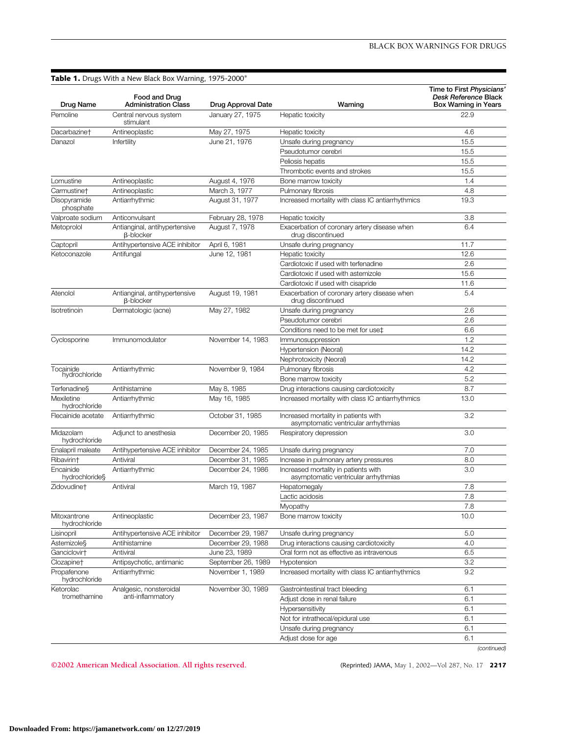**Table 1.** Drugs With a New Black Box Warning, 1975-2000*

| Drug Name | Food and Drug Administration Class | Drug Approval Date | Warning | Time to First *Physicians' Desk Reference* Black Box Warning in Years |
| --- | --- | --- | --- | --- |
| Pemoline | Central nervous system stimulant | January 27, 1975 | Hepatic toxicity | 22.9 |
| Dacarbazine† | Antineoplastic | May 27, 1975 | Hepatic toxicity | 4.6 |
| Danazol | Infertility | June 21, 1976 | Unsafe during pregnancy | 15.5 |
| | | | Pseudotumor cerebri | 15.5 |
| | | | Peliosis hepatis | 15.5 |
| | | | Thrombotic events and strokes | 15.5 |
| Lomustine | Antineoplastic | August 4, 1976 | Bone marrow toxicity | 1.4 |
| Carmustine† | Antineoplastic | March 3, 1977 | Pulmonary fibrosis | 4.8 |
| Disopyramide phosphate | Antiarrhythmic | August 31, 1977 | Increased mortality with class IC antiarrhythmics | 19.3 |
| Valproate sodium | Anticonvulsant | February 28, 1978 | Hepatic toxicity | 3.8 |
| Metoprolol | Antianginal, antihypertensive β-blocker | August 7, 1978 | Exacerbation of coronary artery disease when drug discontinued | 6.4 |
| Captopril | Antihypertensive ACE inhibitor | April 6, 1981 | Unsafe during pregnancy | 11.7 |
| Ketoconazole | Antifungal | June 12, 1981 | Hepatic toxicity | 12.6 |
| | | | Cardiotoxic if used with terfenadine | 2.6 |
| | | | Cardiotoxic if used with astemizole | 15.6 |
| | | | Cardiotoxic if used with cisapride | 11.6 |
| Atenolol | Antianginal, antihypertensive β-blocker | August 19, 1981 | Exacerbation of coronary artery disease when drug discontinued | 5.4 |
| Isotretinoin | Dermatologic (acne) | May 27, 1982 | Unsafe during pregnancy | 2.6 |
| | | | Pseudotumor cerebri | 2.6 |
| | | | Conditions need to be met for use‡ | 6.6 |
| Cyclosporine | Immunomodulator | November 14, 1983 | Immunosuppression | 1.2 |
| | | | Hypertension (Neoral) | 14.2 |
| | | | Nephrotoxicity (Neoral) | 14.2 |
| Tocainide hydrochloride | Antiarrhythmic | November 9, 1984 | Pulmonary fibrosis | 4.2 |
| | | | Bone marrow toxicity | 5.2 |
| Terfenadine§ | Antihistamine | May 8, 1985 | Drug interactions causing cardiotoxicity | 8.7 |
| Mexiletine hydrochloride | Antiarrhythmic | May 16, 1985 | Increased mortality with class IC antiarrhythmics | 13.0 |
| Flecainide acetate | Antiarrhythmic | October 31, 1985 | Increased mortality in patients with asymptomatic ventricular arrhythmias | 3.2 |
| Midazolam hydrochloride | Adjunct to anesthesia | December 20, 1985 | Respiratory depression | 3.0 |
| Enalapril maleate | Antihypertensive ACE inhibitor | December 24, 1985 | Unsafe during pregnancy | 7.0 |
| Ribavirin† | Antiviral | December 31, 1985 | Increase in pulmonary artery pressures | 8.0 |
| Encainide hydrochloride§ | Antiarrhythmic | December 24, 1986 | Increased mortality in patients with asymptomatic ventricular arrhythmias | 3.0 |
| Zidovudine† | Antiviral | March 19, 1987 | Hepatomegaly | 7.8 |
| | | | Lactic acidosis | 7.8 |
| | | | Myopathy | 7.8 |
| Mitoxantrone hydrochloride | Antineoplastic | December 23, 1987 | Bone marrow toxicity | 10.0 |
| Lisinopril | Antihypertensive ACE inhibitor | December 29, 1987 | Unsafe during pregnancy | 5.0 |
| Astemizole§ | Antihistamine | December 29, 1988 | Drug interactions causing cardiotoxicity | 4.0 |
| Ganciclovir† | Antiviral | June 23, 1989 | Oral form not as effective as intravenous | 6.5 |
| Clozapine† | Antipsychotic, antimanic | September 26, 1989 | Hypotension | 3.2 |
| Propafenone hydrochloride | Antiarrhythmic | November 1, 1989 | Increased mortality with class IC antiarrhythmics | 9.2 |
| Ketorolac tromethamine | Analgesic, nonsteroidal anti-inflammatory | November 30, 1989 | Gastrointestinal tract bleeding | 6.1 |
| | | | Adjust dose in renal failure | 6.1 |
| | | | Hypersensitivity | 6.1 |
| | | | Not for intrathecal/epidural use | 6.1 |
| | | | Unsafe during pregnancy | 6.1 |
| | | | Adjust dose for age | 6.1 |

*(continued)*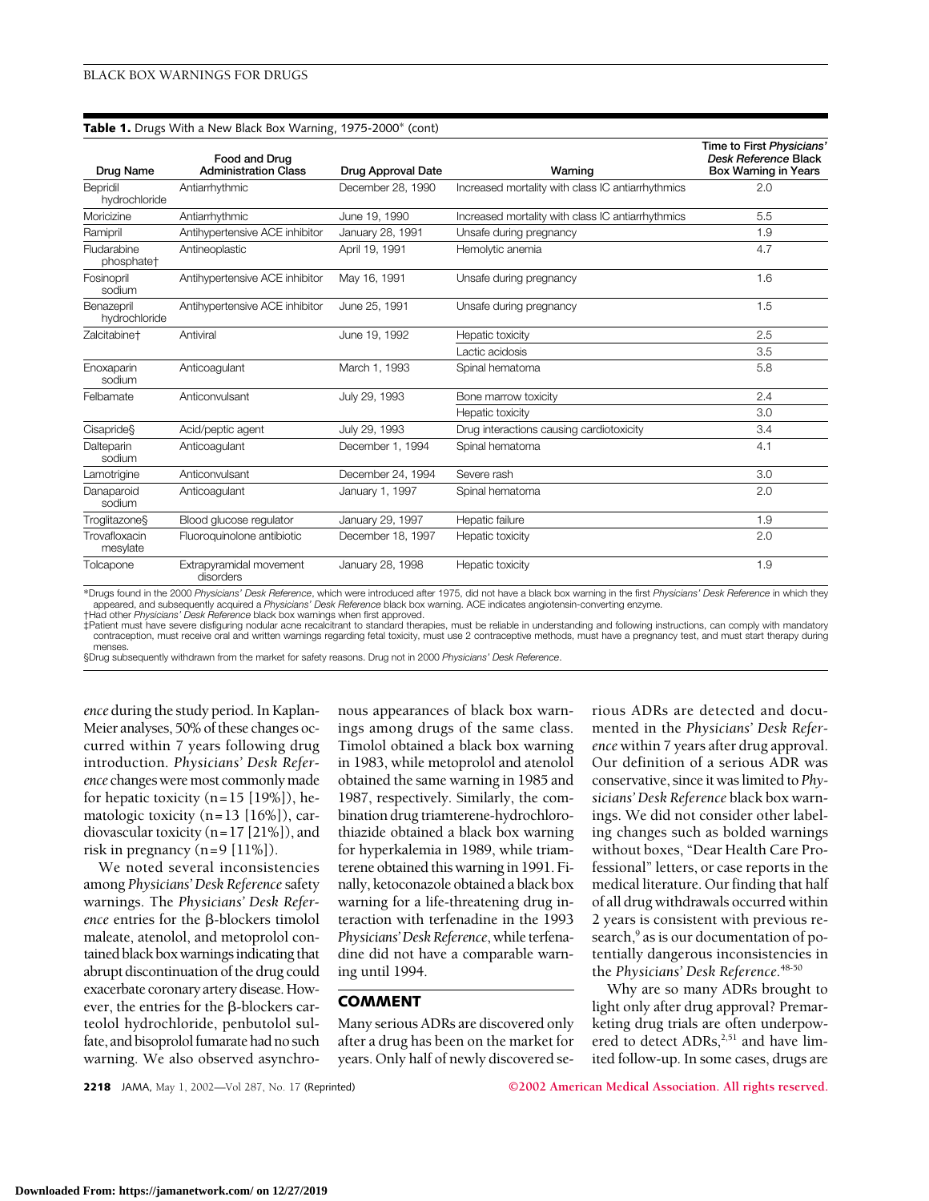**Table 1.** Drugs With a New Black Box Warning, 1975-2000* (cont)

| Drug Name | Food and Drug Administration Class | Drug Approval Date | Warning | Time to First *Physicians' Desk Reference* Black Box Warning in Years |
|---|---|---|---|---|
| Bepridil hydrochloride | Antiarrhythmic | December 28, 1990 | Increased mortality with class IC antiarrhythmics | 2.0 |
| Moricizine | Antiarrhythmic | June 19, 1990 | Increased mortality with class IC antiarrhythmics | 5.5 |
| Ramipril | Antihypertensive ACE inhibitor | January 28, 1991 | Unsafe during pregnancy | 1.9 |
| Fludarabine phosphate† | Antineoplastic | April 19, 1991 | Hemolytic anemia | 4.7 |
| Fosinopril sodium | Antihypertensive ACE inhibitor | May 16, 1991 | Unsafe during pregnancy | 1.6 |
| Benazepril hydrochloride | Antihypertensive ACE inhibitor | June 25, 1991 | Unsafe during pregnancy | 1.5 |
| Zalcitabine† | Antiviral | June 19, 1992 | Hepatic toxicity | 2.5 |
| | | | Lactic acidosis | 3.5 |
| Enoxaparin sodium | Anticoagulant | March 1, 1993 | Spinal hematoma | 5.8 |
| Felbamate | Anticonvulsant | July 29, 1993 | Bone marrow toxicity | 2.4 |
| | | | Hepatic toxicity | 3.0 |
| Cisapride§ | Acid/peptic agent | July 29, 1993 | Drug interactions causing cardiotoxicity | 3.4 |
| Dalteparin sodium | Anticoagulant | December 1, 1994 | Spinal hematoma | 4.1 |
| Lamotrigine | Anticonvulsant | December 24, 1994 | Severe rash | 3.0 |
| Danaparoid sodium | Anticoagulant | January 1, 1997 | Spinal hematoma | 2.0 |
| Troglitazone§ | Blood glucose regulator | January 29, 1997 | Hepatic failure | 1.9 |
| Trovafloxacin mesylate | Fluoroquinolone antibiotic | December 18, 1997 | Hepatic toxicity | 2.0 |
| Tolcapone | Extrapyramidal movement disorders | January 28, 1998 | Hepatic toxicity | 1.9 |

*Drugs found in the 2000 *Physicians' Desk Reference*, which were introduced after 1975, did not have a black box warning in the first *Physicians' Desk Reference* in which they appeared, and subsequently acquired a *Physicians' Desk Reference* black box warning. ACE indicates angiotensin-converting enzyme.
†Had other *Physicians' Desk Reference* black box warnings when first approved.
‡Patient must have severe disfiguring nodular acne recalcitrant to standard therapies, must be reliable in understanding and following instructions, can comply with mandatory contraception, must receive oral and written warnings regarding fetal toxicity, must use 2 contraceptive methods, must have a pregnancy test, and must start therapy during menses.
§Drug subsequently withdrawn from the market for safety reasons. Drug not in 2000 *Physicians' Desk Reference*.

*ence* during the study period. In Kaplan-Meier analyses, 50% of these changes occurred within 7 years following drug introduction. *Physicians' Desk Reference* changes were most commonly made for hepatic toxicity (n=15 [19%]), hematologic toxicity (n=13 [16%]), cardiovascular toxicity (n=17 [21%]), and risk in pregnancy (n=9 [11%]).

We noted several inconsistencies among *Physicians' Desk Reference* safety warnings. The *Physicians' Desk Reference* entries for the β-blockers timolol maleate, atenolol, and metoprolol contained black box warnings indicating that abrupt discontinuation of the drug could exacerbate coronary artery disease. However, the entries for the β-blockers carteolol hydrochloride, penbutolol sulfate, and bisoprolol fumarate had no such warning. We also observed asynchronous appearances of black box warnings among drugs of the same class. Timolol obtained a black box warning in 1983, while metoprolol and atenolol obtained the same warning in 1985 and 1987, respectively. Similarly, the combination drug triamterene-hydrochlorothiazide obtained a black box warning for hyperkalemia in 1989, while triamterene obtained this warning in 1991. Finally, ketoconazole obtained a black box warning for a life-threatening drug interaction with terfenadine in the 1993 *Physicians' Desk Reference*, while terfenadine did not have a comparable warning until 1994.

## COMMENT

Many serious ADRs are discovered only after a drug has been on the market for years. Only half of newly discovered serious ADRs are detected and documented in the *Physicians' Desk Reference* within 7 years after drug approval. Our definition of a serious ADR was conservative, since it was limited to *Physicians' Desk Reference* black box warnings. We did not consider other labeling changes such as bolded warnings without boxes, "Dear Health Care Professional" letters, or case reports in the medical literature. Our finding that half of all drug withdrawals occurred within 2 years is consistent with previous research,[9] as is our documentation of potentially dangerous inconsistencies in the *Physicians' Desk Reference*.[48-50]

Why are so many ADRs brought to light only after drug approval? Premarketing drug trials are often underpowered to detect ADRs,[2,51] and have limited follow-up. In some cases, drugs are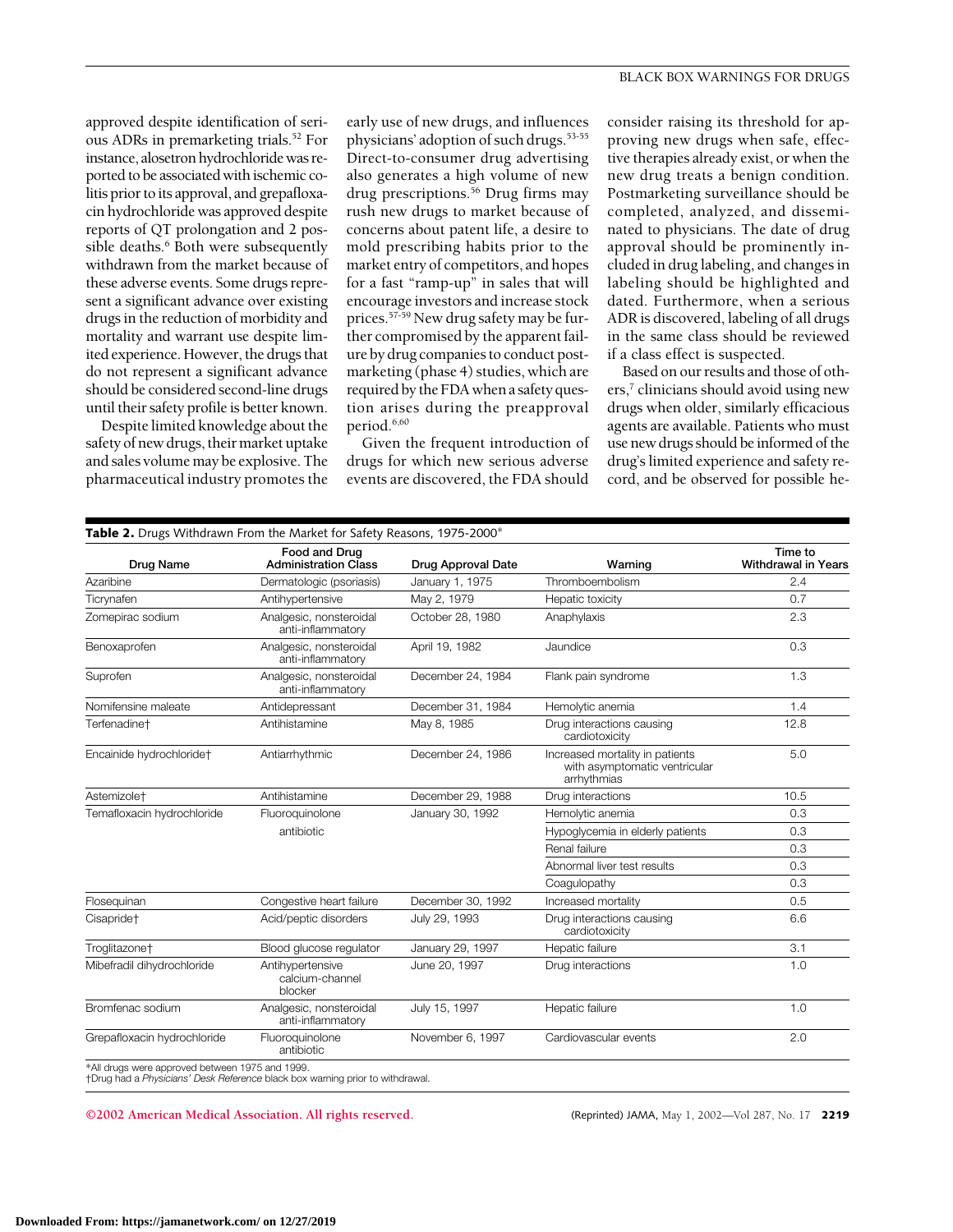approved despite identification of serious ADRs in premarketing trials.[52] For instance, alosetron hydrochloride was reported to be associated with ischemic colitis prior to its approval, and grepafloxacin hydrochloride was approved despite reports of QT prolongation and 2 possible deaths.[6] Both were subsequently withdrawn from the market because of these adverse events. Some drugs represent a significant advance over existing drugs in the reduction of morbidity and mortality and warrant use despite limited experience. However, the drugs that do not represent a significant advance should be considered second-line drugs until their safety profile is better known.

Despite limited knowledge about the safety of new drugs, their market uptake and sales volume may be explosive. The pharmaceutical industry promotes the early use of new drugs, and influences physicians' adoption of such drugs.[53-55] Direct-to-consumer drug advertising also generates a high volume of new drug prescriptions.[56] Drug firms may rush new drugs to market because of concerns about patent life, a desire to mold prescribing habits prior to the market entry of competitors, and hopes for a fast "ramp-up" in sales that will encourage investors and increase stock prices.[57-59] New drug safety may be further compromised by the apparent failure by drug companies to conduct postmarketing (phase 4) studies, which are required by the FDA when a safety question arises during the preapproval period.[6,60]

Given the frequent introduction of drugs for which new serious adverse events are discovered, the FDA should consider raising its threshold for approving new drugs when safe, effective therapies already exist, or when the new drug treats a benign condition. Postmarketing surveillance should be completed, analyzed, and disseminated to physicians. The date of drug approval should be prominently included in drug labeling, and changes in labeling should be highlighted and dated. Furthermore, when a serious ADR is discovered, labeling of all drugs in the same class should be reviewed if a class effect is suspected.

Based on our results and those of others,[7] clinicians should avoid using new drugs when older, similarly efficacious agents are available. Patients who must use new drugs should be informed of the drug's limited experience and safety record, and be observed for possible he-

**Table 2.** Drugs Withdrawn From the Market for Safety Reasons, 1975-2000*

| Drug Name | Food and Drug Administration Class | Drug Approval Date | Warning | Time to Withdrawal in Years |
|---|---|---|---|---|
| Azaribine | Dermatologic (psoriasis) | January 1, 1975 | Thromboembolism | 2.4 |
| Ticrynafen | Antihypertensive | May 2, 1979 | Hepatic toxicity | 0.7 |
| Zomepirac sodium | Analgesic, nonsteroidal anti-inflammatory | October 28, 1980 | Anaphylaxis | 2.3 |
| Benoxaprofen | Analgesic, nonsteroidal anti-inflammatory | April 19, 1982 | Jaundice | 0.3 |
| Suprofen | Analgesic, nonsteroidal anti-inflammatory | December 24, 1984 | Flank pain syndrome | 1.3 |
| Nomifensine maleate | Antidepressant | December 31, 1984 | Hemolytic anemia | 1.4 |
| Terfenadine† | Antihistamine | May 8, 1985 | Drug interactions causing cardiotoxicity | 12.8 |
| Encainide hydrochloride† | Antiarrhythmic | December 24, 1986 | Increased mortality in patients with asymptomatic ventricular arrhythmias | 5.0 |
| Astemizole† | Antihistamine | December 29, 1988 | Drug interactions | 10.5 |
| Temafloxacin hydrochloride | Fluoroquinolone antibiotic | January 30, 1992 | Hemolytic anemia | 0.3 |
| | | | Hypoglycemia in elderly patients | 0.3 |
| | | | Renal failure | 0.3 |
| | | | Abnormal liver test results | 0.3 |
| | | | Coagulopathy | 0.3 |
| Flosequinan | Congestive heart failure | December 30, 1992 | Increased mortality | 0.5 |
| Cisapride† | Acid/peptic disorders | July 29, 1993 | Drug interactions causing cardiotoxicity | 6.6 |
| Troglitazone† | Blood glucose regulator | January 29, 1997 | Hepatic failure | 3.1 |
| Mibefradil dihydrochloride | Antihypertensive calcium-channel blocker | June 20, 1997 | Drug interactions | 1.0 |
| Bromfenac sodium | Analgesic, nonsteroidal anti-inflammatory | July 15, 1997 | Hepatic failure | 1.0 |
| Grepafloxacin hydrochloride | Fluoroquinolone antibiotic | November 6, 1997 | Cardiovascular events | 2.0 |

*All drugs were approved between 1975 and 1999.
†Drug had a *Physicians' Desk Reference* black box warning prior to withdrawal.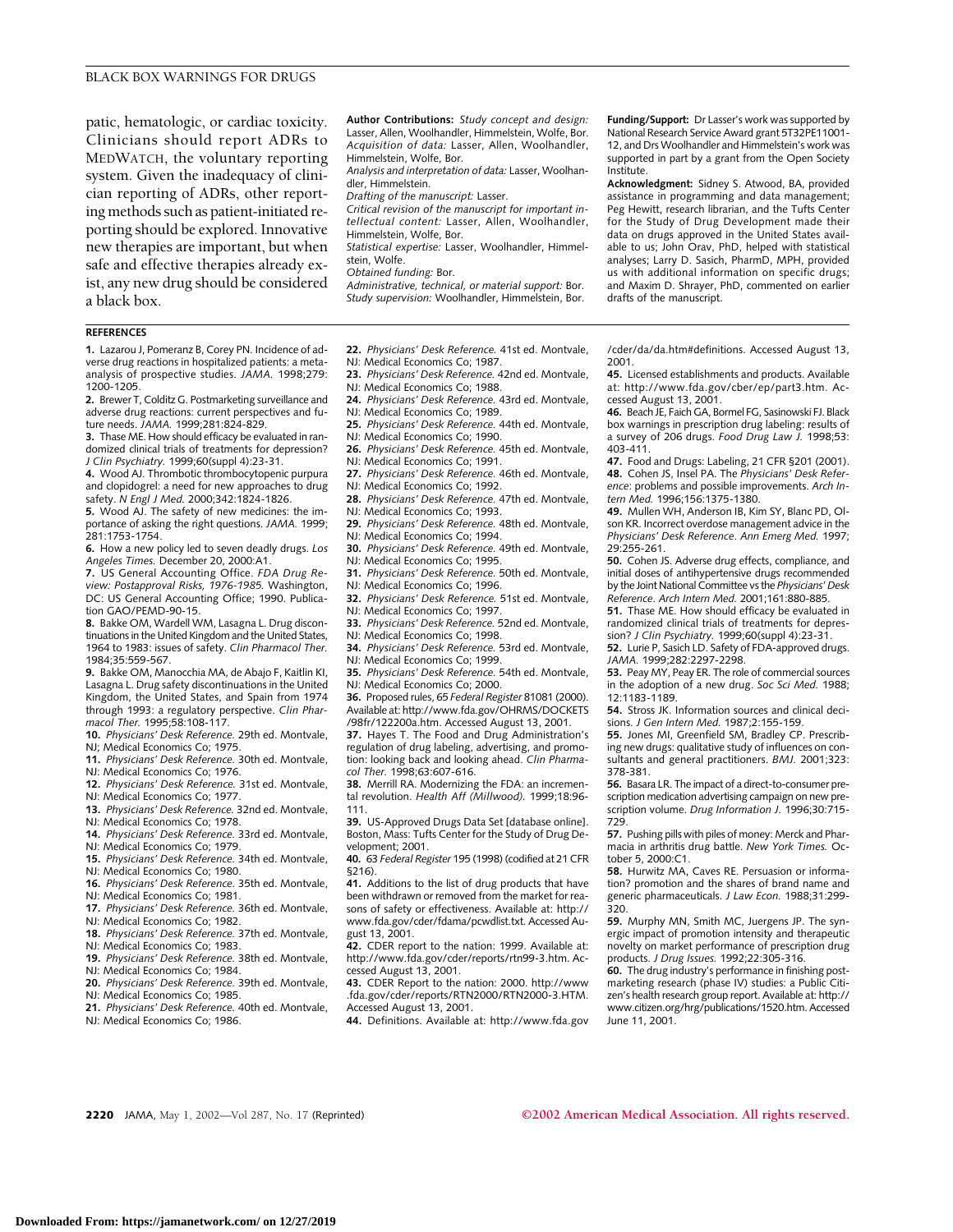patic, hematologic, or cardiac toxicity. Clinicians should report ADRs to MEDWATCH, the voluntary reporting system. Given the inadequacy of clinician reporting of ADRs, other reporting methods such as patient-initiated reporting should be explored. Innovative new therapies are important, but when safe and effective therapies already exist, any new drug should be considered a black box.

**Author Contributions:** *Study concept and design:* Lasser, Allen, Woolhandler, Himmelstein, Wolfe, Bor. *Acquisition of data:* Lasser, Allen, Woolhandler, Himmelstein, Wolfe, Bor.
*Analysis and interpretation of data:* Lasser, Woolhandler, Himmelstein.
*Drafting of the manuscript:* Lasser.
*Critical revision of the manuscript for important intellectual content:* Lasser, Allen, Woolhandler, Himmelstein, Wolfe, Bor.
*Statistical expertise:* Lasser, Woolhandler, Himmelstein, Wolfe.
*Obtained funding:* Bor.
*Administrative, technical, or material support:* Bor.
*Study supervision:* Woolhandler, Himmelstein, Bor.

**Funding/Support:** Dr Lasser's work was supported by National Research Service Award grant 5T32PE11001-12, and Drs Woolhandler and Himmelstein's work was supported in part by a grant from the Open Society Institute.

**Acknowledgment:** Sidney S. Atwood, BA, provided assistance in programming and data management; Peg Hewitt, research librarian, and the Tufts Center for the Study of Drug Development made their data on drugs approved in the United States available to us; John Orav, PhD, helped with statistical analyses; Larry D. Sasich, PharmD, MPH, provided us with additional information on specific drugs; and Maxim D. Shrayer, PhD, commented on earlier drafts of the manuscript.

## REFERENCES

1. Lazarou J, Pomeranz B, Corey PN. Incidence of adverse drug reactions in hospitalized patients: a meta-analysis of prospective studies. *JAMA.* 1998;279:1200-1205.
2. Brewer T, Colditz G. Postmarketing surveillance and adverse drug reactions: current perspectives and future needs. *JAMA.* 1999;281:824-829.
3. Thase ME. How should efficacy be evaluated in randomized clinical trials of treatments for depression? *J Clin Psychiatry.* 1999;60(suppl 4):23-31.
4. Wood AJ. Thrombotic thrombocytopenic purpura and clopidogrel: a need for new approaches to drug safety. *N Engl J Med.* 2000;342:1824-1826.
5. Wood AJ. The safety of new medicines: the importance of asking the right questions. *JAMA.* 1999;281:1753-1754.
6. How a new policy led to seven deadly drugs. *Los Angeles Times.* December 20, 2000:A1.
7. US General Accounting Office. *FDA Drug Review: Postapproval Risks, 1976-1985.* Washington, DC: US General Accounting Office; 1990. Publication GAO/PEMD-90-15.
8. Bakke OM, Wardell WM, Lasagna L. Drug discontinuations in the United Kingdom and the United States, 1964 to 1983: issues of safety. *Clin Pharmacol Ther.* 1984;35:559-567.
9. Bakke OM, Manocchia MA, de Abajo F, Kaitlin KI, Lasagna L. Drug safety discontinuations in the United Kingdom, the United States, and Spain from 1974 through 1993: a regulatory perspective. *Clin Pharmacol Ther.* 1995;58:108-117.
10. *Physicians' Desk Reference.* 29th ed. Montvale, NJ; Medical Economics Co; 1975.
11. *Physicians' Desk Reference.* 30th ed. Montvale, NJ: Medical Economics Co; 1976.
12. *Physicians' Desk Reference.* 31st ed. Montvale, NJ: Medical Economics Co; 1977.
13. *Physicians' Desk Reference.* 32nd ed. Montvale, NJ: Medical Economics Co; 1978.
14. *Physicians' Desk Reference.* 33rd ed. Montvale, NJ: Medical Economics Co; 1979.
15. *Physicians' Desk Reference.* 34th ed. Montvale, NJ: Medical Economics Co; 1980.
16. *Physicians' Desk Reference.* 35th ed. Montvale, NJ: Medical Economics Co; 1981.
17. *Physicians' Desk Reference.* 36th ed. Montvale, NJ: Medical Economics Co; 1982.
18. *Physicians' Desk Reference.* 37th ed. Montvale, NJ: Medical Economics Co; 1983.
19. *Physicians' Desk Reference.* 38th ed. Montvale, NJ: Medical Economics Co; 1984.
20. *Physicians' Desk Reference.* 39th ed. Montvale, NJ: Medical Economics Co; 1985.
21. *Physicians' Desk Reference.* 40th ed. Montvale, NJ: Medical Economics Co; 1986.
22. *Physicians' Desk Reference.* 41st ed. Montvale, NJ: Medical Economics Co; 1987.
23. *Physicians' Desk Reference.* 42nd ed. Montvale, NJ: Medical Economics Co; 1988.
24. *Physicians' Desk Reference.* 43rd ed. Montvale, NJ: Medical Economics Co; 1989.
25. *Physicians' Desk Reference.* 44th ed. Montvale, NJ: Medical Economics Co; 1990.
26. *Physicians' Desk Reference.* 45th ed. Montvale, NJ: Medical Economics Co; 1991.
27. *Physicians' Desk Reference.* 46th ed. Montvale, NJ: Medical Economics Co; 1992.
28. *Physicians' Desk Reference.* 47th ed. Montvale, NJ: Medical Economics Co; 1993.
29. *Physicians' Desk Reference.* 48th ed. Montvale, NJ: Medical Economics Co; 1994.
30. *Physicians' Desk Reference.* 49th ed. Montvale, NJ: Medical Economics Co; 1995.
31. *Physicians' Desk Reference.* 50th ed. Montvale, NJ: Medical Economics Co; 1996.
32. *Physicians' Desk Reference.* 51st ed. Montvale, NJ: Medical Economics Co; 1997.
33. *Physicians' Desk Reference.* 52nd ed. Montvale, NJ: Medical Economics Co; 1998.
34. *Physicians' Desk Reference.* 53rd ed. Montvale, NJ: Medical Economics Co; 1999.
35. *Physicians' Desk Reference.* 54th ed. Montvale, NJ: Medical Economics Co; 2000.
36. Proposed rules, 65 *Federal Register* 81081 (2000). Available at: http://www.fda.gov/OHRMS/DOCKETS/98fr/122200a.htm. Accessed August 13, 2001.
37. Hayes T. The Food and Drug Administration's regulation of drug labeling, advertising, and promotion: looking back and looking ahead. *Clin Pharmacol Ther.* 1998;63:607-616.
38. Merrill RA. Modernizing the FDA: an incremental revolution. *Health Aff (Millwood).* 1999;18:96-111.
39. US-Approved Drugs Data Set [database online]. Boston, Mass: Tufts Center for the Study of Drug Development; 2001.
40. 63 *Federal Register* 195 (1998) (codified at 21 CFR §216).
41. Additions to the list of drug products that have been withdrawn or removed from the market for reasons of safety or effectiveness. Available at: http://www.fda.gov/cder/fdama/pcwdlist.txt. Accessed August 13, 2001.
42. CDER report to the nation: 1999. Available at: http://www.fda.gov/cder/reports/rtn99-3.htm. Accessed August 13, 2001.
43. CDER Report to the nation: 2000. http://www.fda.gov/cder/reports/RTN2000/RTN2000-3.HTM. Accessed August 13, 2001.
44. Definitions. Available at: http://www.fda.gov/cder/da/da.htm#definitions. Accessed August 13, 2001.
45. Licensed establishments and products. Available at: http://www.fda.gov/cber/ep/part3.htm. Accessed August 13, 2001.
46. Beach JE, Faich GA, Bormel FG, Sasinowski FJ. Black box warnings in prescription drug labeling: results of a survey of 206 drugs. *Food Drug Law J.* 1998;53:403-411.
47. Food and Drugs: Labeling, 21 CFR §201 (2001).
48. Cohen JS, Insel PA. The *Physicians' Desk Reference*: problems and possible improvements. *Arch Intern Med.* 1996;156:1375-1380.
49. Mullen WH, Anderson IB, Kim SY, Blanc PD, Olson KR. Incorrect overdose management advice in the *Physicians' Desk Reference*. *Ann Emerg Med.* 1997;29:255-261.
50. Cohen JS. Adverse drug effects, compliance, and initial doses of antihypertensive drugs recommended by the Joint National Committee vs the *Physicians' Desk Reference*. *Arch Intern Med.* 2001;161:880-885.
51. Thase ME. How should efficacy be evaluated in randomized clinical trials of treatments for depression? *J Clin Psychiatry.* 1999;60(suppl 4):23-31.
52. Lurie P, Sasich LD. Safety of FDA-approved drugs. *JAMA.* 1999;282:2297-2298.
53. Peay MY, Peay ER. The role of commercial sources in the adoption of a new drug. *Soc Sci Med.* 1988;12:1183-1189.
54. Stross JK. Information sources and clinical decisions. *J Gen Intern Med.* 1987;2:155-159.
55. Jones MI, Greenfield SM, Bradley CP. Prescribing new drugs: qualitative study of influences on consultants and general practitioners. *BMJ.* 2001;323:378-381.
56. Basara LR. The impact of a direct-to-consumer prescription medication advertising campaign on new prescription volume. *Drug Information J.* 1996;30:715-729.
57. Pushing pills with piles of money: Merck and Pharmacia in arthritis drug battle. *New York Times.* October 5, 2000:C1.
58. Hurwitz MA, Caves RE. Persuasion or information? promotion and the shares of brand name and generic pharmaceuticals. *J Law Econ.* 1988;31:299-320.
59. Murphy MN, Smith MC, Juergens JP. The synergic impact of promotion intensity and therapeutic novelty on market performance of prescription drug products. *J Drug Issues.* 1992;22:305-316.
60. The drug industry's performance in finishing postmarketing research (phase IV) studies: a Public Citizen's health research group report. Available at: http://www.citizen.org/hrg/publications/1520.htm. Accessed June 11, 2001.